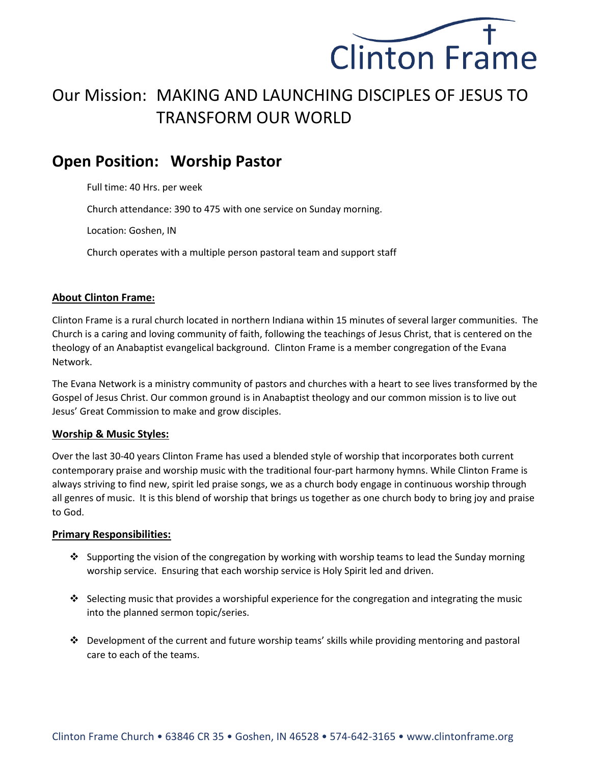Clinton Frame

# Our Mission: MAKING AND LAUNCHING DISCIPLES OF JESUS TO TRANSFORM OUR WORLD

## Open Position: Worship Pastor

Full time: 40 Hrs. per week

Church attendance: 390 to 475 with one service on Sunday morning.

Location: Goshen, IN

Church operates with a multiple person pastoral team and support staff

### About Clinton Frame:

Clinton Frame is a rural church located in northern Indiana within 15 minutes of several larger communities. The Church is a caring and loving community of faith, following the teachings of Jesus Christ, that is centered on the theology of an Anabaptist evangelical background. Clinton Frame is a member congregation of the Evana Network.

The Evana Network is a ministry community of pastors and churches with a heart to see lives transformed by the Gospel of Jesus Christ. Our common ground is in Anabaptist theology and our common mission is to live out Jesus' Great Commission to make and grow disciples.

### Worship & Music Styles:

Over the last 30-40 years Clinton Frame has used a blended style of worship that incorporates both current contemporary praise and worship music with the traditional four-part harmony hymns. While Clinton Frame is always striving to find new, spirit led praise songs, we as a church body engage in continuous worship through all genres of music. It is this blend of worship that brings us together as one church body to bring joy and praise to God.

### Primary Responsibilities:

- Supporting the vision of the congregation by working with worship teams to lead the Sunday morning worship service. Ensuring that each worship service is Holy Spirit led and driven.
- Selecting music that provides a worshipful experience for the congregation and integrating the music into the planned sermon topic/series.
- Development of the current and future worship teams' skills while providing mentoring and pastoral care to each of the teams.

Clinton Frame Church • 63846 CR 35 • Goshen, IN 46528 • 574-642-3165 • www.clintonframe.org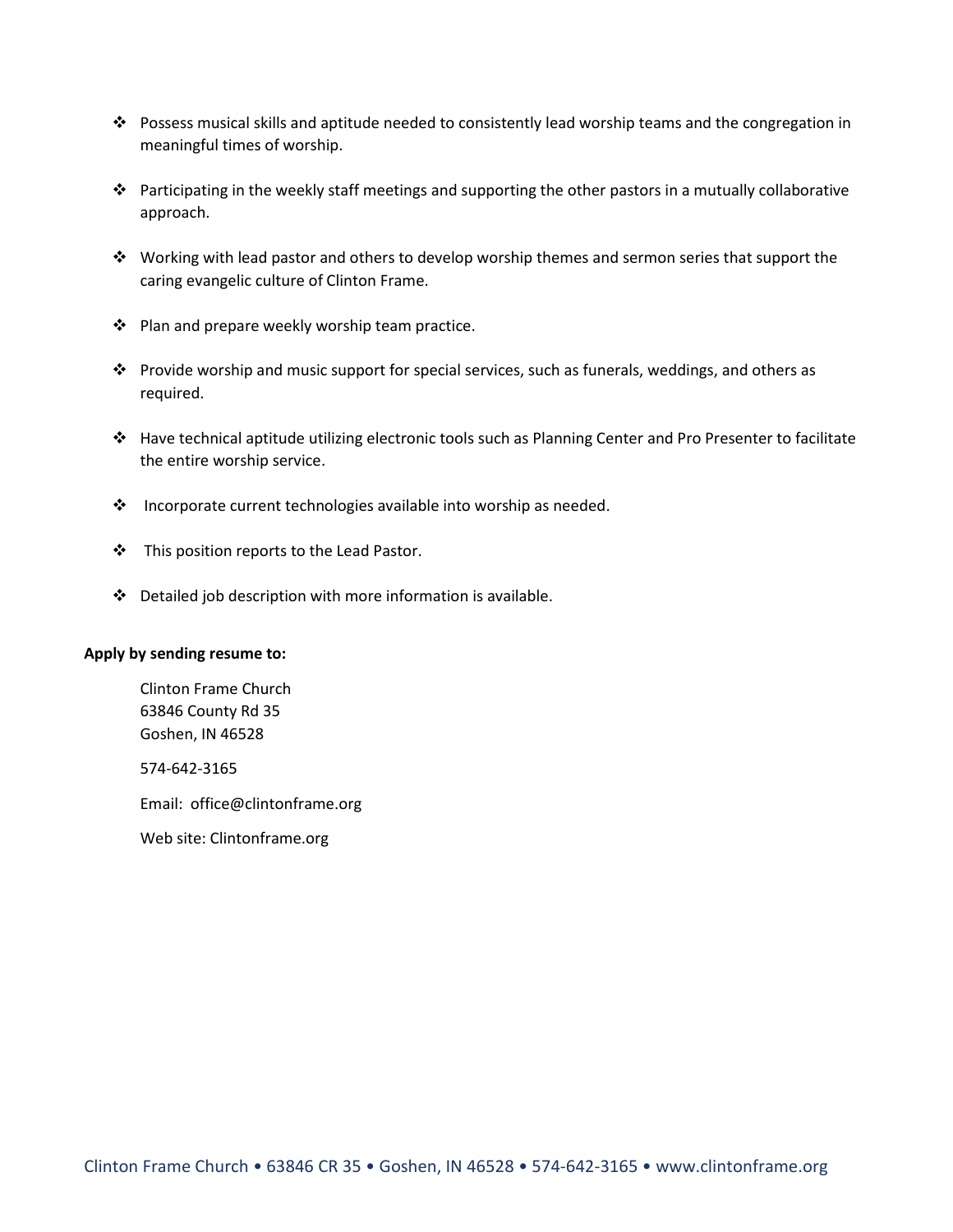- Possess musical skills and aptitude needed to consistently lead worship teams and the congregation in meaningful times of worship.
- Participating in the weekly staff meetings and supporting the other pastors in a mutually collaborative approach.
- Working with lead pastor and others to develop worship themes and sermon series that support the caring evangelic culture of Clinton Frame.
- Plan and prepare weekly worship team practice.
- Provide worship and music support for special services, such as funerals, weddings, and others as required.
- Have technical aptitude utilizing electronic tools such as Planning Center and Pro Presenter to facilitate the entire worship service.
- Incorporate current technologies available into worship as needed.
- This position reports to the Lead Pastor.
- Detailed job description with more information is available.

**Apply by sending resume to:**

Clinton Frame Church
63846 County Rd 35
Goshen, IN 46528

574-642-3165

Email: office@clintonframe.org

Web site: Clintonframe.org